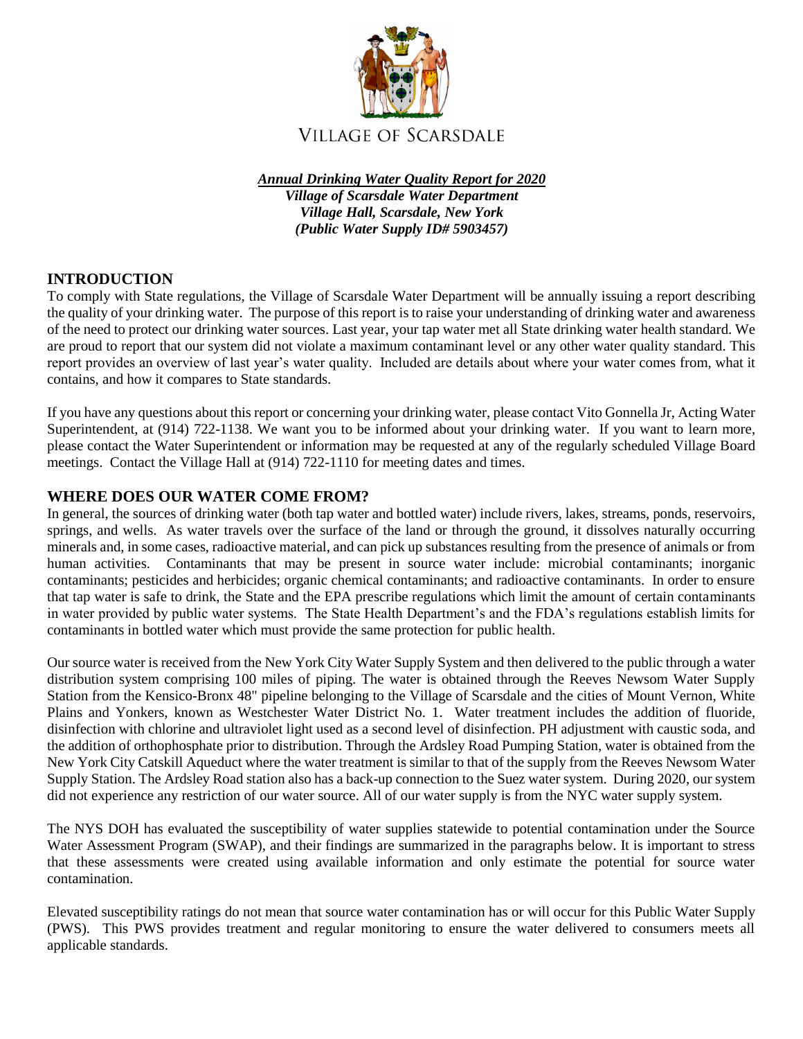VILLAGE OF SCARSDALE

***Annual Drinking Water Quality Report for 2020***
***Village of Scarsdale Water Department***
***Village Hall, Scarsdale, New York***
***(Public Water Supply ID# 5903457)***

## INTRODUCTION

To comply with State regulations, the Village of Scarsdale Water Department will be annually issuing a report describing the quality of your drinking water. The purpose of this report is to raise your understanding of drinking water and awareness of the need to protect our drinking water sources. Last year, your tap water met all State drinking water health standard. We are proud to report that our system did not violate a maximum contaminant level or any other water quality standard. This report provides an overview of last year's water quality. Included are details about where your water comes from, what it contains, and how it compares to State standards.

If you have any questions about this report or concerning your drinking water, please contact Vito Gonnella Jr, Acting Water Superintendent, at (914) 722-1138. We want you to be informed about your drinking water. If you want to learn more, please contact the Water Superintendent or information may be requested at any of the regularly scheduled Village Board meetings. Contact the Village Hall at (914) 722-1110 for meeting dates and times.

## WHERE DOES OUR WATER COME FROM?

In general, the sources of drinking water (both tap water and bottled water) include rivers, lakes, streams, ponds, reservoirs, springs, and wells. As water travels over the surface of the land or through the ground, it dissolves naturally occurring minerals and, in some cases, radioactive material, and can pick up substances resulting from the presence of animals or from human activities. Contaminants that may be present in source water include: microbial contaminants; inorganic contaminants; pesticides and herbicides; organic chemical contaminants; and radioactive contaminants. In order to ensure that tap water is safe to drink, the State and the EPA prescribe regulations which limit the amount of certain contaminants in water provided by public water systems. The State Health Department's and the FDA's regulations establish limits for contaminants in bottled water which must provide the same protection for public health.

Our source water is received from the New York City Water Supply System and then delivered to the public through a water distribution system comprising 100 miles of piping. The water is obtained through the Reeves Newsom Water Supply Station from the Kensico-Bronx 48" pipeline belonging to the Village of Scarsdale and the cities of Mount Vernon, White Plains and Yonkers, known as Westchester Water District No. 1. Water treatment includes the addition of fluoride, disinfection with chlorine and ultraviolet light used as a second level of disinfection. PH adjustment with caustic soda, and the addition of orthophosphate prior to distribution. Through the Ardsley Road Pumping Station, water is obtained from the New York City Catskill Aqueduct where the water treatment is similar to that of the supply from the Reeves Newsom Water Supply Station. The Ardsley Road station also has a back-up connection to the Suez water system. During 2020, our system did not experience any restriction of our water source. All of our water supply is from the NYC water supply system.

The NYS DOH has evaluated the susceptibility of water supplies statewide to potential contamination under the Source Water Assessment Program (SWAP), and their findings are summarized in the paragraphs below. It is important to stress that these assessments were created using available information and only estimate the potential for source water contamination.

Elevated susceptibility ratings do not mean that source water contamination has or will occur for this Public Water Supply (PWS). This PWS provides treatment and regular monitoring to ensure the water delivered to consumers meets all applicable standards.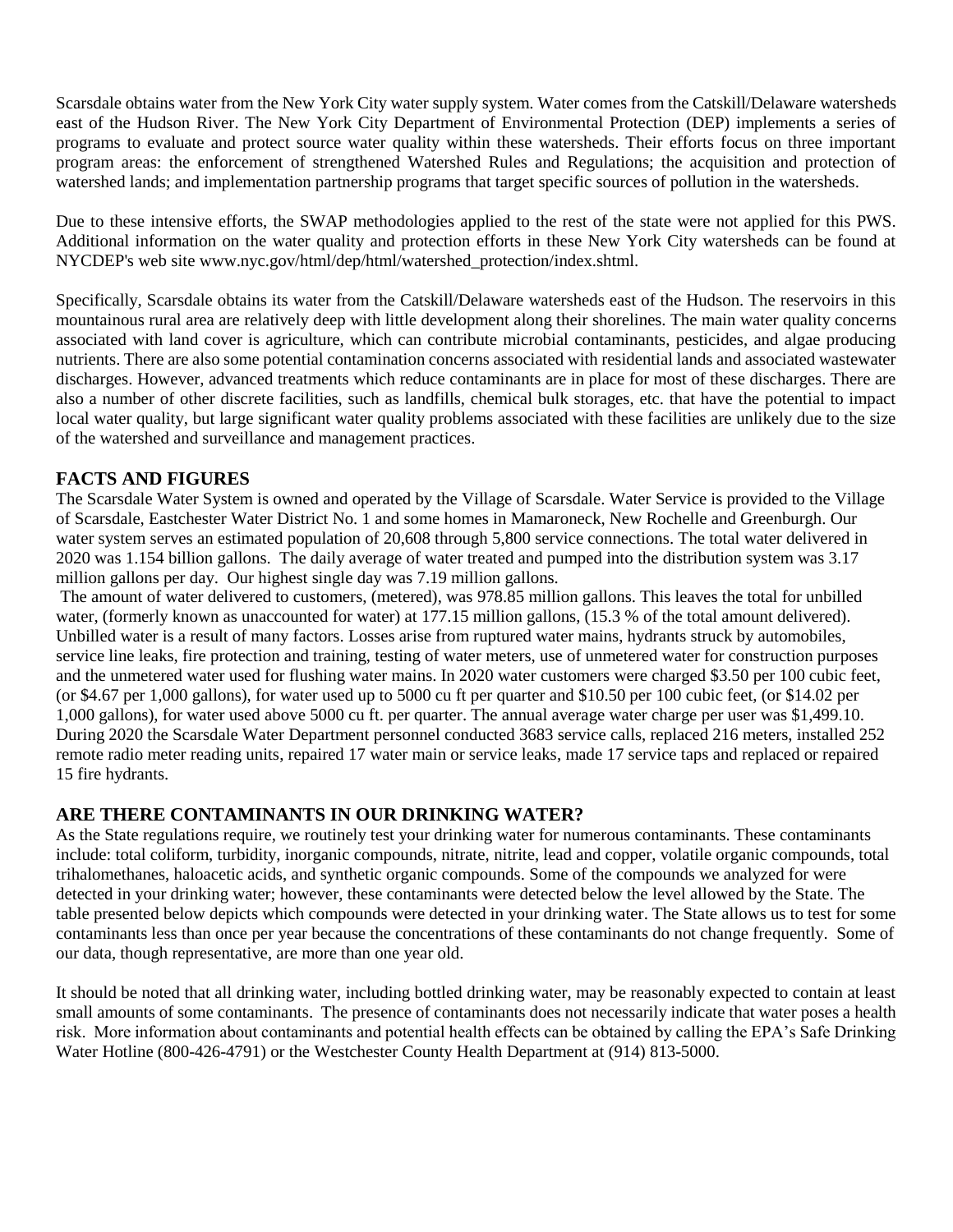Scarsdale obtains water from the New York City water supply system. Water comes from the Catskill/Delaware watersheds east of the Hudson River. The New York City Department of Environmental Protection (DEP) implements a series of programs to evaluate and protect source water quality within these watersheds. Their efforts focus on three important program areas: the enforcement of strengthened Watershed Rules and Regulations; the acquisition and protection of watershed lands; and implementation partnership programs that target specific sources of pollution in the watersheds.

Due to these intensive efforts, the SWAP methodologies applied to the rest of the state were not applied for this PWS. Additional information on the water quality and protection efforts in these New York City watersheds can be found at NYCDEP's web site www.nyc.gov/html/dep/html/watershed_protection/index.shtml.

Specifically, Scarsdale obtains its water from the Catskill/Delaware watersheds east of the Hudson. The reservoirs in this mountainous rural area are relatively deep with little development along their shorelines. The main water quality concerns associated with land cover is agriculture, which can contribute microbial contaminants, pesticides, and algae producing nutrients. There are also some potential contamination concerns associated with residential lands and associated wastewater discharges. However, advanced treatments which reduce contaminants are in place for most of these discharges. There are also a number of other discrete facilities, such as landfills, chemical bulk storages, etc. that have the potential to impact local water quality, but large significant water quality problems associated with these facilities are unlikely due to the size of the watershed and surveillance and management practices.

## FACTS AND FIGURES

The Scarsdale Water System is owned and operated by the Village of Scarsdale. Water Service is provided to the Village of Scarsdale, Eastchester Water District No. 1 and some homes in Mamaroneck, New Rochelle and Greenburgh. Our water system serves an estimated population of 20,608 through 5,800 service connections. The total water delivered in 2020 was 1.154 billion gallons. The daily average of water treated and pumped into the distribution system was 3.17 million gallons per day. Our highest single day was 7.19 million gallons.

The amount of water delivered to customers, (metered), was 978.85 million gallons. This leaves the total for unbilled water, (formerly known as unaccounted for water) at 177.15 million gallons, (15.3 % of the total amount delivered). Unbilled water is a result of many factors. Losses arise from ruptured water mains, hydrants struck by automobiles, service line leaks, fire protection and training, testing of water meters, use of unmetered water for construction purposes and the unmetered water used for flushing water mains. In 2020 water customers were charged $3.50 per 100 cubic feet, (or $4.67 per 1,000 gallons), for water used up to 5000 cu ft per quarter and $10.50 per 100 cubic feet, (or $14.02 per 1,000 gallons), for water used above 5000 cu ft. per quarter. The annual average water charge per user was $1,499.10. During 2020 the Scarsdale Water Department personnel conducted 3683 service calls, replaced 216 meters, installed 252 remote radio meter reading units, repaired 17 water main or service leaks, made 17 service taps and replaced or repaired 15 fire hydrants.

## ARE THERE CONTAMINANTS IN OUR DRINKING WATER?

As the State regulations require, we routinely test your drinking water for numerous contaminants. These contaminants include: total coliform, turbidity, inorganic compounds, nitrate, nitrite, lead and copper, volatile organic compounds, total trihalomethanes, haloacetic acids, and synthetic organic compounds. Some of the compounds we analyzed for were detected in your drinking water; however, these contaminants were detected below the level allowed by the State. The table presented below depicts which compounds were detected in your drinking water. The State allows us to test for some contaminants less than once per year because the concentrations of these contaminants do not change frequently. Some of our data, though representative, are more than one year old.

It should be noted that all drinking water, including bottled drinking water, may be reasonably expected to contain at least small amounts of some contaminants. The presence of contaminants does not necessarily indicate that water poses a health risk. More information about contaminants and potential health effects can be obtained by calling the EPA's Safe Drinking Water Hotline (800-426-4791) or the Westchester County Health Department at (914) 813-5000.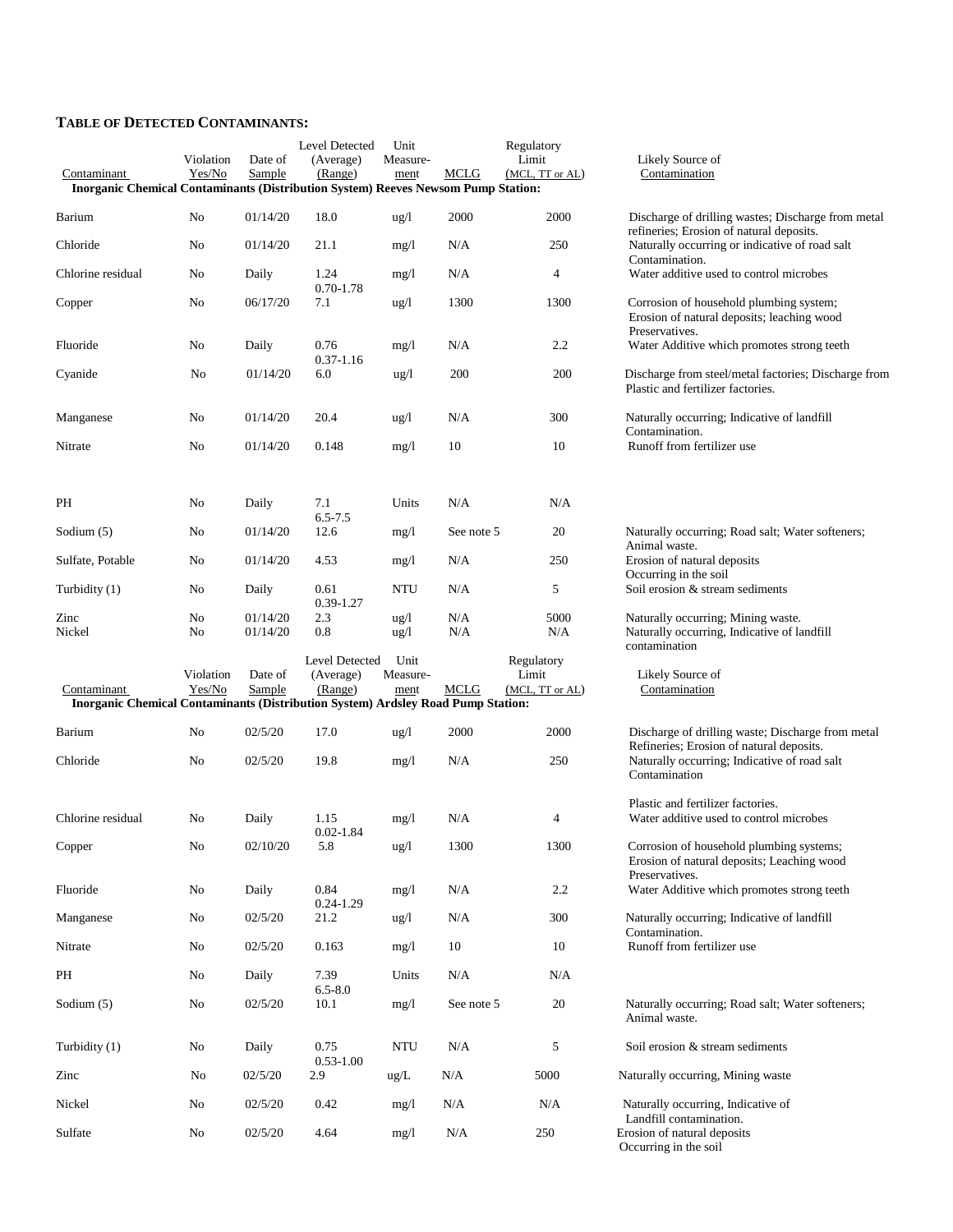**TABLE OF DETECTED CONTAMINANTS:**

| Contaminant | Violation Yes/No | Date of Sample | Level Detected (Average) (Range) | Unit Measure-ment | MCLG | Regulatory Limit (MCL, TT or AL) | Likely Source of Contamination |
|---|---|---|---|---|---|---|---|
| **Inorganic Chemical Contaminants (Distribution System) Reeves Newsom Pump Station:** | | | | | | | |
| Barium | No | 01/14/20 | 18.0 | ug/l | 2000 | 2000 | Discharge of drilling wastes; Discharge from metal refineries; Erosion of natural deposits. |
| Chloride | No | 01/14/20 | 21.1 | mg/l | N/A | 250 | Naturally occurring or indicative of road salt Contamination. |
| Chlorine residual | No | Daily | 1.24 0.70-1.78 | mg/l | N/A | 4 | Water additive used to control microbes |
| Copper | No | 06/17/20 | 7.1 | ug/l | 1300 | 1300 | Corrosion of household plumbing system; Erosion of natural deposits; leaching wood Preservatives. |
| Fluoride | No | Daily | 0.76 0.37-1.16 | mg/l | N/A | 2.2 | Water Additive which promotes strong teeth |
| Cyanide | No | 01/14/20 | 6.0 | ug/l | 200 | 200 | Discharge from steel/metal factories; Discharge from Plastic and fertilizer factories. |
| Manganese | No | 01/14/20 | 20.4 | ug/l | N/A | 300 | Naturally occurring; Indicative of landfill Contamination. |
| Nitrate | No | 01/14/20 | 0.148 | mg/l | 10 | 10 | Runoff from fertilizer use |
| PH | No | Daily | 7.1 6.5-7.5 | Units | N/A | N/A | |
| Sodium (5) | No | 01/14/20 | 12.6 | mg/l | See note 5 | 20 | Naturally occurring; Road salt; Water softeners; Animal waste. |
| Sulfate, Potable | No | 01/14/20 | 4.53 | mg/l | N/A | 250 | Erosion of natural deposits Occurring in the soil |
| Turbidity (1) | No | Daily | 0.61 0.39-1.27 | NTU | N/A | 5 | Soil erosion & stream sediments |
| Zinc | No | 01/14/20 | 2.3 | ug/l | N/A | 5000 | Naturally occurring; Mining waste. |
| Nickel | No | 01/14/20 | 0.8 | ug/l | N/A | N/A | Naturally occurring, Indicative of landfill contamination |

| Contaminant | Violation Yes/No | Date of Sample | Level Detected (Average) (Range) | Unit Measure-ment | MCLG | Regulatory Limit (MCL, TT or AL) | Likely Source of Contamination |
|---|---|---|---|---|---|---|---|
| **Inorganic Chemical Contaminants (Distribution System) Ardsley Road Pump Station:** | | | | | | | |
| Barium | No | 02/5/20 | 17.0 | ug/l | 2000 | 2000 | Discharge of drilling waste; Discharge from metal Refineries; Erosion of natural deposits. |
| Chloride | No | 02/5/20 | 19.8 | mg/l | N/A | 250 | Naturally occurring; Indicative of road salt Contamination |
| | | | | | | | Plastic and fertilizer factories. |
| Chlorine residual | No | Daily | 1.15 0.02-1.84 | mg/l | N/A | 4 | Water additive used to control microbes |
| Copper | No | 02/10/20 | 5.8 | ug/l | 1300 | 1300 | Corrosion of household plumbing systems; Erosion of natural deposits; Leaching wood Preservatives. |
| Fluoride | No | Daily | 0.84 0.24-1.29 | mg/l | N/A | 2.2 | Water Additive which promotes strong teeth |
| Manganese | No | 02/5/20 | 21.2 | ug/l | N/A | 300 | Naturally occurring; Indicative of landfill Contamination. |
| Nitrate | No | 02/5/20 | 0.163 | mg/l | 10 | 10 | Runoff from fertilizer use |
| PH | No | Daily | 7.39 6.5-8.0 | Units | N/A | N/A | |
| Sodium (5) | No | 02/5/20 | 10.1 | mg/l | See note 5 | 20 | Naturally occurring; Road salt; Water softeners; Animal waste. |
| Turbidity (1) | No | Daily | 0.75 0.53-1.00 | NTU | N/A | 5 | Soil erosion & stream sediments |
| Zinc | No | 02/5/20 | 2.9 | ug/L | N/A | 5000 | Naturally occurring, Mining waste |
| Nickel | No | 02/5/20 | 0.42 | mg/l | N/A | N/A | Naturally occurring, Indicative of Landfill contamination. |
| Sulfate | No | 02/5/20 | 4.64 | mg/l | N/A | 250 | Erosion of natural deposits Occurring in the soil |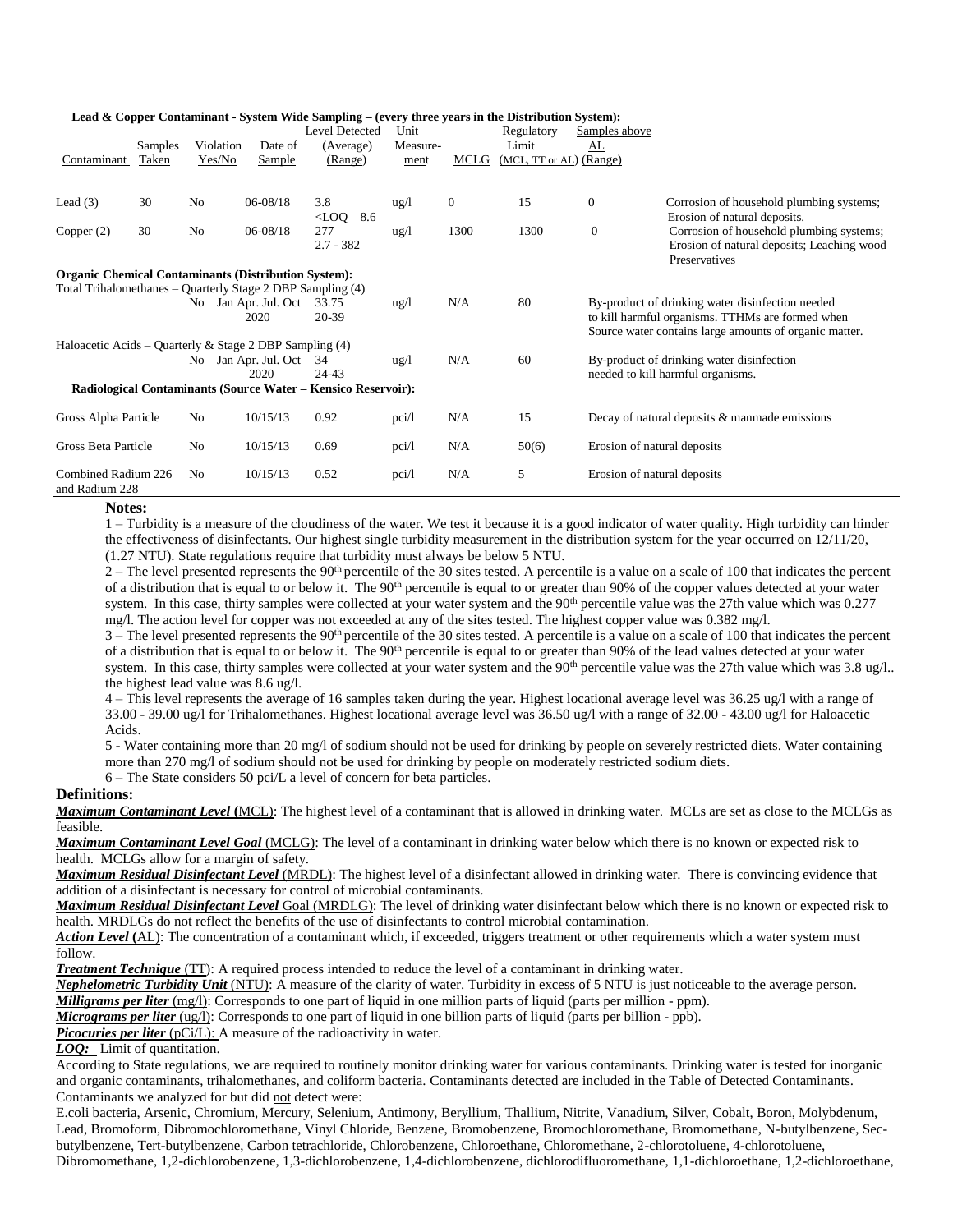**Lead & Copper Contaminant - System Wide Sampling – (every three years in the Distribution System):**

| Contaminant | Samples Taken | Violation Yes/No | Date of Sample | Level Detected (Average) (Range) | Unit Measure-ment | MCLG | Regulatory Limit (MCL, TT or AL) | Samples above AL (Range) | |
|---|---|---|---|---|---|---|---|---|---|
| Lead (3) | 30 | No | 06-08/18 | 3.8<br><LOQ – 8.6 | ug/l | 0 | 15 | 0 | Corrosion of household plumbing systems; Erosion of natural deposits. |
| Copper (2) | 30 | No | 06-08/18 | 277<br>2.7 - 382 | ug/l | 1300 | 1300 | 0 | Corrosion of household plumbing systems; Erosion of natural deposits; Leaching wood Preservatives |
| **Organic Chemical Contaminants (Distribution System):** | | | | | | | | | |
| Total Trihalomethanes – Quarterly Stage 2 DBP Sampling (4) | | | | | | | | | |
| | | No | Jan Apr. Jul. Oct 2020 | 33.75<br>20-39 | ug/l | N/A | 80 | By-product of drinking water disinfection needed to kill harmful organisms. TTHMs are formed when Source water contains large amounts of organic matter. | |
| Haloacetic Acids – Quarterly & Stage 2 DBP Sampling (4) | | | | | | | | | |
| | | No | Jan Apr. Jul. Oct 2020 | 34<br>24-43 | ug/l | N/A | 60 | By-product of drinking water disinfection needed to kill harmful organisms. | |
| **Radiological Contaminants (Source Water – Kensico Reservoir):** | | | | | | | | | |
| Gross Alpha Particle | | No | 10/15/13 | 0.92 | pci/l | N/A | 15 | Decay of natural deposits & manmade emissions | |
| Gross Beta Particle | | No | 10/15/13 | 0.69 | pci/l | N/A | 50(6) | Erosion of natural deposits | |
| Combined Radium 226 and Radium 228 | | No | 10/15/13 | 0.52 | pci/l | N/A | 5 | Erosion of natural deposits | |

**Notes:**

1 – Turbidity is a measure of the cloudiness of the water. We test it because it is a good indicator of water quality. High turbidity can hinder the effectiveness of disinfectants. Our highest single turbidity measurement in the distribution system for the year occurred on 12/11/20, (1.27 NTU). State regulations require that turbidity must always be below 5 NTU.

2 – The level presented represents the 90th percentile of the 30 sites tested. A percentile is a value on a scale of 100 that indicates the percent of a distribution that is equal to or below it. The 90th percentile is equal to or greater than 90% of the copper values detected at your water system. In this case, thirty samples were collected at your water system and the 90th percentile value was the 27th value which was 0.277 mg/l. The action level for copper was not exceeded at any of the sites tested. The highest copper value was 0.382 mg/l.

3 – The level presented represents the 90th percentile of the 30 sites tested. A percentile is a value on a scale of 100 that indicates the percent of a distribution that is equal to or below it. The 90th percentile is equal to or greater than 90% of the lead values detected at your water system. In this case, thirty samples were collected at your water system and the 90th percentile value was the 27th value which was 3.8 ug/l.. the highest lead value was 8.6 ug/l.

4 – This level represents the average of 16 samples taken during the year. Highest locational average level was 36.25 ug/l with a range of 33.00 - 39.00 ug/l for Trihalomethanes. Highest locational average level was 36.50 ug/l with a range of 32.00 - 43.00 ug/l for Haloacetic Acids.

5 - Water containing more than 20 mg/l of sodium should not be used for drinking by people on severely restricted diets. Water containing more than 270 mg/l of sodium should not be used for drinking by people on moderately restricted sodium diets.

6 – The State considers 50 pci/L a level of concern for beta particles.

**Definitions:**

***Maximum Contaminant Level*** **(**MCL): The highest level of a contaminant that is allowed in drinking water. MCLs are set as close to the MCLGs as feasible.

***Maximum Contaminant Level Goal*** (MCLG): The level of a contaminant in drinking water below which there is no known or expected risk to health. MCLGs allow for a margin of safety.

***Maximum Residual Disinfectant Level*** (MRDL): The highest level of a disinfectant allowed in drinking water. There is convincing evidence that addition of a disinfectant is necessary for control of microbial contaminants.

***Maximum Residual Disinfectant Level*** Goal (MRDLG): The level of drinking water disinfectant below which there is no known or expected risk to health. MRDLGs do not reflect the benefits of the use of disinfectants to control microbial contamination.

***Action Level*** **(**AL): The concentration of a contaminant which, if exceeded, triggers treatment or other requirements which a water system must follow.

***Treatment Technique*** (TT): A required process intended to reduce the level of a contaminant in drinking water.

***Nephelometric Turbidity Unit*** (NTU): A measure of the clarity of water. Turbidity in excess of 5 NTU is just noticeable to the average person.

***Milligrams per liter*** (mg/l): Corresponds to one part of liquid in one million parts of liquid (parts per million - ppm).

***Micrograms per liter*** (ug/l): Corresponds to one part of liquid in one billion parts of liquid (parts per billion - ppb).

***Picocuries per liter*** (pCi/L): A measure of the radioactivity in water.

***LOQ:*** Limit of quantitation.

According to State regulations, we are required to routinely monitor drinking water for various contaminants. Drinking water is tested for inorganic and organic contaminants, trihalomethanes, and coliform bacteria. Contaminants detected are included in the Table of Detected Contaminants. Contaminants we analyzed for but did not detect were:

E.coli bacteria, Arsenic, Chromium, Mercury, Selenium, Antimony, Beryllium, Thallium, Nitrite, Vanadium, Silver, Cobalt, Boron, Molybdenum, Lead, Bromoform, Dibromochloromethane, Vinyl Chloride, Benzene, Bromobenzene, Bromochloromethane, Bromomethane, N-butylbenzene, Sec-butylbenzene, Tert-butylbenzene, Carbon tetrachloride, Chlorobenzene, Chloroethane, Chloromethane, 2-chlorotoluene, 4-chlorotoluene, Dibromomethane, 1,2-dichlorobenzene, 1,3-dichlorobenzene, 1,4-dichlorobenzene, dichlorodifluoromethane, 1,1-dichloroethane, 1,2-dichloroethane,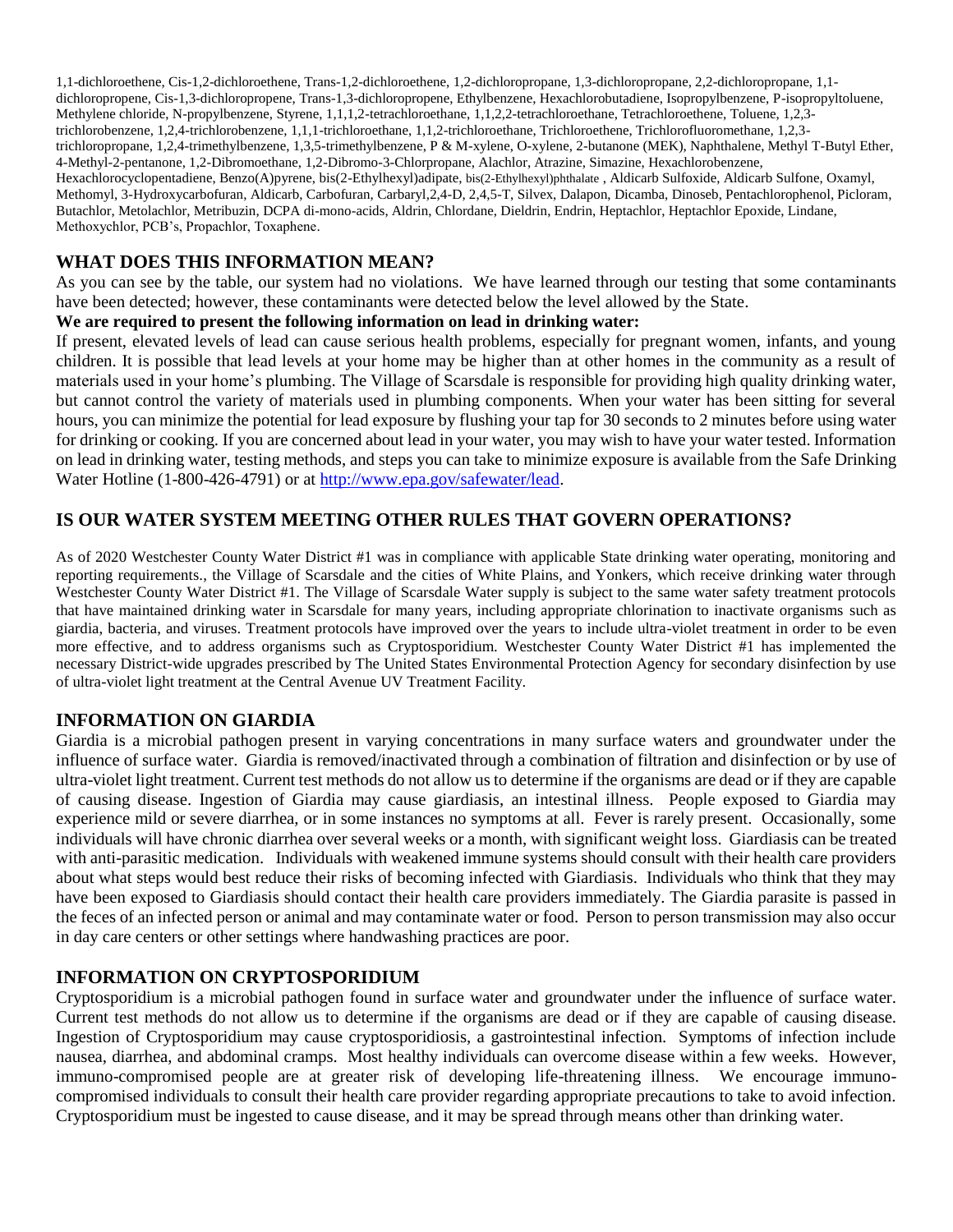1,1-dichloroethene, Cis-1,2-dichloroethene, Trans-1,2-dichloroethene, 1,2-dichloropropane, 1,3-dichloropropane, 2,2-dichloropropane, 1,1-dichloropropene, Cis-1,3-dichloropropene, Trans-1,3-dichloropropene, Ethylbenzene, Hexachlorobutadiene, Isopropylbenzene, P-isopropyltoluene, Methylene chloride, N-propylbenzene, Styrene, 1,1,1,2-tetrachloroethane, 1,1,2,2-tetrachloroethane, Tetrachloroethene, Toluene, 1,2,3-trichlorobenzene, 1,2,4-trichlorobenzene, 1,1,1-trichloroethane, 1,1,2-trichloroethane, Trichloroethene, Trichlorofluoromethane, 1,2,3-trichloropropane, 1,2,4-trimethylbenzene, 1,3,5-trimethylbenzene, P & M-xylene, O-xylene, 2-butanone (MEK), Naphthalene, Methyl T-Butyl Ether, 4-Methyl-2-pentanone, 1,2-Dibromoethane, 1,2-Dibromo-3-Chlorpropane, Alachlor, Atrazine, Simazine, Hexachlorobenzene, Hexachlorocyclopentadiene, Benzo(A)pyrene, bis(2-Ethylhexyl)adipate, bis(2-Ethylhexyl)phthalate , Aldicarb Sulfoxide, Aldicarb Sulfone, Oxamyl, Methomyl, 3-Hydroxycarbofuran, Aldicarb, Carbofuran, Carbaryl,2,4-D, 2,4,5-T, Silvex, Dalapon, Dicamba, Dinoseb, Pentachlorophenol, Picloram, Butachlor, Metolachlor, Metribuzin, DCPA di-mono-acids, Aldrin, Chlordane, Dieldrin, Endrin, Heptachlor, Heptachlor Epoxide, Lindane, Methoxychlor, PCB's, Propachlor, Toxaphene.

## WHAT DOES THIS INFORMATION MEAN?

As you can see by the table, our system had no violations. We have learned through our testing that some contaminants have been detected; however, these contaminants were detected below the level allowed by the State.

**We are required to present the following information on lead in drinking water:**

If present, elevated levels of lead can cause serious health problems, especially for pregnant women, infants, and young children. It is possible that lead levels at your home may be higher than at other homes in the community as a result of materials used in your home's plumbing. The Village of Scarsdale is responsible for providing high quality drinking water, but cannot control the variety of materials used in plumbing components. When your water has been sitting for several hours, you can minimize the potential for lead exposure by flushing your tap for 30 seconds to 2 minutes before using water for drinking or cooking. If you are concerned about lead in your water, you may wish to have your water tested. Information on lead in drinking water, testing methods, and steps you can take to minimize exposure is available from the Safe Drinking Water Hotline (1-800-426-4791) or at http://www.epa.gov/safewater/lead.

## IS OUR WATER SYSTEM MEETING OTHER RULES THAT GOVERN OPERATIONS?

As of 2020 Westchester County Water District #1 was in compliance with applicable State drinking water operating, monitoring and reporting requirements., the Village of Scarsdale and the cities of White Plains, and Yonkers, which receive drinking water through Westchester County Water District #1. The Village of Scarsdale Water supply is subject to the same water safety treatment protocols that have maintained drinking water in Scarsdale for many years, including appropriate chlorination to inactivate organisms such as giardia, bacteria, and viruses. Treatment protocols have improved over the years to include ultra-violet treatment in order to be even more effective, and to address organisms such as Cryptosporidium. Westchester County Water District #1 has implemented the necessary District-wide upgrades prescribed by The United States Environmental Protection Agency for secondary disinfection by use of ultra-violet light treatment at the Central Avenue UV Treatment Facility.

## INFORMATION ON GIARDIA

Giardia is a microbial pathogen present in varying concentrations in many surface waters and groundwater under the influence of surface water. Giardia is removed/inactivated through a combination of filtration and disinfection or by use of ultra-violet light treatment. Current test methods do not allow us to determine if the organisms are dead or if they are capable of causing disease. Ingestion of Giardia may cause giardiasis, an intestinal illness. People exposed to Giardia may experience mild or severe diarrhea, or in some instances no symptoms at all. Fever is rarely present. Occasionally, some individuals will have chronic diarrhea over several weeks or a month, with significant weight loss. Giardiasis can be treated with anti-parasitic medication. Individuals with weakened immune systems should consult with their health care providers about what steps would best reduce their risks of becoming infected with Giardiasis. Individuals who think that they may have been exposed to Giardiasis should contact their health care providers immediately. The Giardia parasite is passed in the feces of an infected person or animal and may contaminate water or food. Person to person transmission may also occur in day care centers or other settings where handwashing practices are poor.

## INFORMATION ON CRYPTOSPORIDIUM

Cryptosporidium is a microbial pathogen found in surface water and groundwater under the influence of surface water. Current test methods do not allow us to determine if the organisms are dead or if they are capable of causing disease. Ingestion of Cryptosporidium may cause cryptosporidiosis, a gastrointestinal infection. Symptoms of infection include nausea, diarrhea, and abdominal cramps. Most healthy individuals can overcome disease within a few weeks. However, immuno-compromised people are at greater risk of developing life-threatening illness. We encourage immuno-compromised individuals to consult their health care provider regarding appropriate precautions to take to avoid infection. Cryptosporidium must be ingested to cause disease, and it may be spread through means other than drinking water.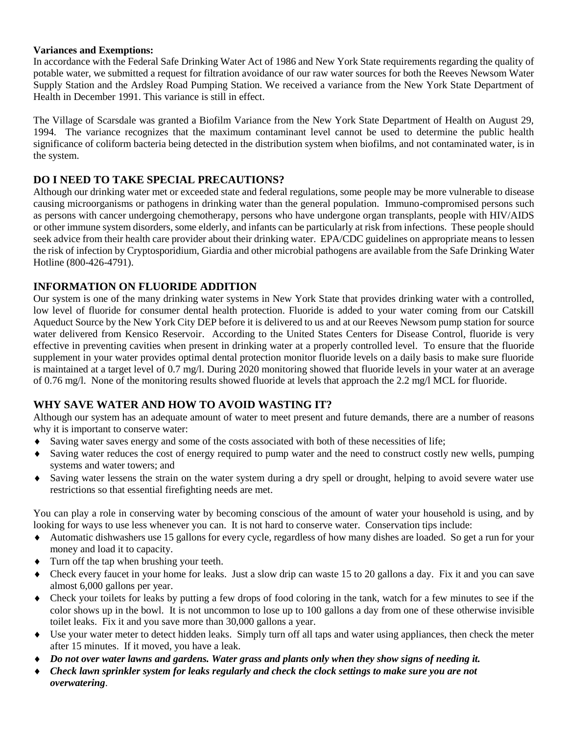**Variances and Exemptions:**

In accordance with the Federal Safe Drinking Water Act of 1986 and New York State requirements regarding the quality of potable water, we submitted a request for filtration avoidance of our raw water sources for both the Reeves Newsom Water Supply Station and the Ardsley Road Pumping Station. We received a variance from the New York State Department of Health in December 1991. This variance is still in effect.

The Village of Scarsdale was granted a Biofilm Variance from the New York State Department of Health on August 29, 1994. The variance recognizes that the maximum contaminant level cannot be used to determine the public health significance of coliform bacteria being detected in the distribution system when biofilms, and not contaminated water, is in the system.

## DO I NEED TO TAKE SPECIAL PRECAUTIONS?

Although our drinking water met or exceeded state and federal regulations, some people may be more vulnerable to disease causing microorganisms or pathogens in drinking water than the general population. Immuno-compromised persons such as persons with cancer undergoing chemotherapy, persons who have undergone organ transplants, people with HIV/AIDS or other immune system disorders, some elderly, and infants can be particularly at risk from infections. These people should seek advice from their health care provider about their drinking water. EPA/CDC guidelines on appropriate means to lessen the risk of infection by Cryptosporidium, Giardia and other microbial pathogens are available from the Safe Drinking Water Hotline (800-426-4791).

## INFORMATION ON FLUORIDE ADDITION

Our system is one of the many drinking water systems in New York State that provides drinking water with a controlled, low level of fluoride for consumer dental health protection. Fluoride is added to your water coming from our Catskill Aqueduct Source by the New York City DEP before it is delivered to us and at our Reeves Newsom pump station for source water delivered from Kensico Reservoir. According to the United States Centers for Disease Control, fluoride is very effective in preventing cavities when present in drinking water at a properly controlled level. To ensure that the fluoride supplement in your water provides optimal dental protection monitor fluoride levels on a daily basis to make sure fluoride is maintained at a target level of 0.7 mg/l. During 2020 monitoring showed that fluoride levels in your water at an average of 0.76 mg/l. None of the monitoring results showed fluoride at levels that approach the 2.2 mg/l MCL for fluoride.

## WHY SAVE WATER AND HOW TO AVOID WASTING IT?

Although our system has an adequate amount of water to meet present and future demands, there are a number of reasons why it is important to conserve water:

- Saving water saves energy and some of the costs associated with both of these necessities of life;
- Saving water reduces the cost of energy required to pump water and the need to construct costly new wells, pumping systems and water towers; and
- Saving water lessens the strain on the water system during a dry spell or drought, helping to avoid severe water use restrictions so that essential firefighting needs are met.

You can play a role in conserving water by becoming conscious of the amount of water your household is using, and by looking for ways to use less whenever you can. It is not hard to conserve water. Conservation tips include:

- Automatic dishwashers use 15 gallons for every cycle, regardless of how many dishes are loaded. So get a run for your money and load it to capacity.
- Turn off the tap when brushing your teeth.
- Check every faucet in your home for leaks. Just a slow drip can waste 15 to 20 gallons a day. Fix it and you can save almost 6,000 gallons per year.
- Check your toilets for leaks by putting a few drops of food coloring in the tank, watch for a few minutes to see if the color shows up in the bowl. It is not uncommon to lose up to 100 gallons a day from one of these otherwise invisible toilet leaks. Fix it and you save more than 30,000 gallons a year.
- Use your water meter to detect hidden leaks. Simply turn off all taps and water using appliances, then check the meter after 15 minutes. If it moved, you have a leak.
- ***Do not over water lawns and gardens. Water grass and plants only when they show signs of needing it.***
- ***Check lawn sprinkler system for leaks regularly and check the clock settings to make sure you are not overwatering***.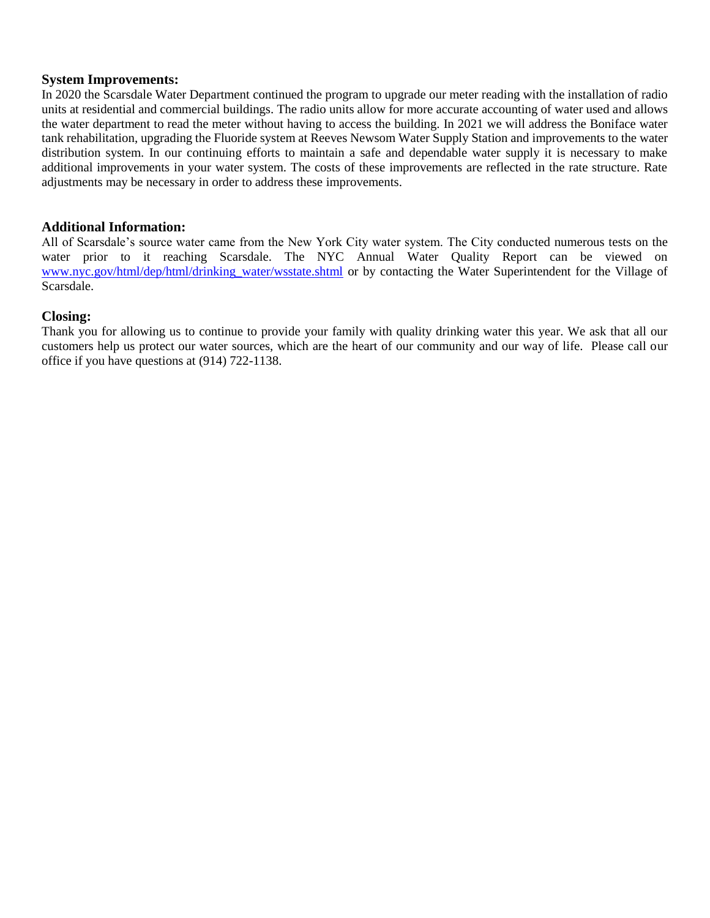### System Improvements:

In 2020 the Scarsdale Water Department continued the program to upgrade our meter reading with the installation of radio units at residential and commercial buildings. The radio units allow for more accurate accounting of water used and allows the water department to read the meter without having to access the building. In 2021 we will address the Boniface water tank rehabilitation, upgrading the Fluoride system at Reeves Newsom Water Supply Station and improvements to the water distribution system. In our continuing efforts to maintain a safe and dependable water supply it is necessary to make additional improvements in your water system. The costs of these improvements are reflected in the rate structure. Rate adjustments may be necessary in order to address these improvements.

### Additional Information:

All of Scarsdale's source water came from the New York City water system. The City conducted numerous tests on the water prior to it reaching Scarsdale. The NYC Annual Water Quality Report can be viewed on [www.nyc.gov/html/dep/html/drinking_water/wsstate.shtml](www.nyc.gov/html/dep/html/drinking_water/wsstate.shtml) or by contacting the Water Superintendent for the Village of Scarsdale.

### Closing:

Thank you for allowing us to continue to provide your family with quality drinking water this year. We ask that all our customers help us protect our water sources, which are the heart of our community and our way of life. Please call our office if you have questions at (914) 722-1138.